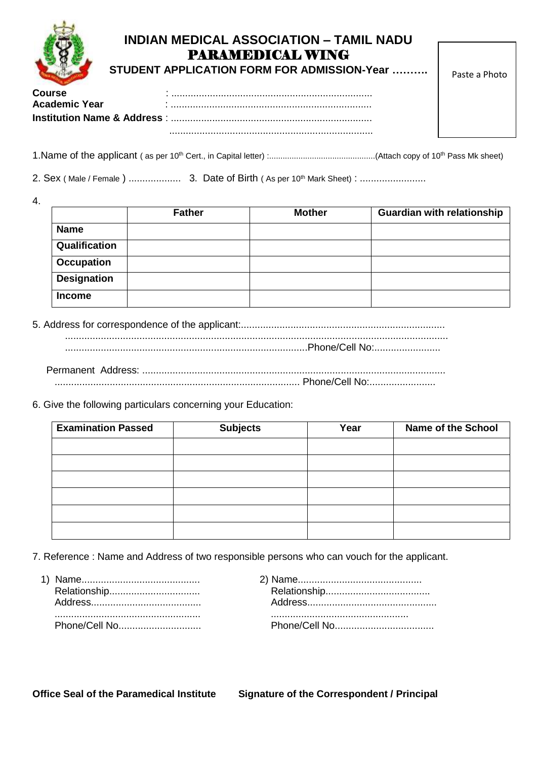# INDIAN MEDICAL ASSOCIATION – TAMIL NADU

## PARAMEDICAL WING

### STUDENT APPLICATION FORM FOR ADMISSION-Year ……….

Paste a Photo

**Course** : ........................................................................

**Academic Year** : ........................................................................

**Institution Name & Address** : ........................................................................

........................................................................

1.Name of the applicant ( as per 10th Cert., in Capital letter) :..............................................(Attach copy of 10th Pass Mk sheet)

2. Sex ( Male / Female ) .................. 3. Date of Birth ( As per 10th Mark Sheet) : ........................

4.

| | Father | Mother | Guardian with relationship |
|---|---|---|---|
| **Name** | | | |
| **Qualification** | | | |
| **Occupation** | | | |
| **Designation** | | | |
| **Income** | | | |

5. Address for correspondence of the applicant:..........................................................................

..........................................................................................................................................

.......................................................................................Phone/Cell No:........................

Permanent Address: ............................................................................................................

....................................................................................... Phone/Cell No:........................

6. Give the following particulars concerning your Education:

| Examination Passed | Subjects | Year | Name of the School |
|---|---|---|---|
| | | | |
| | | | |
| | | | |
| | | | |
| | | | |
| | | | |

7. Reference : Name and Address of two responsible persons who can vouch for the applicant.

1) Name...........................................
   Relationship.................................
   Address........................................
   .....................................................
   Phone/Cell No.............................

2) Name.............................................
   Relationship.....................................
   Address...............................................
   .................................................
   Phone/Cell No...................................

**Office Seal of the Paramedical Institute** **Signature of the Correspondent / Principal**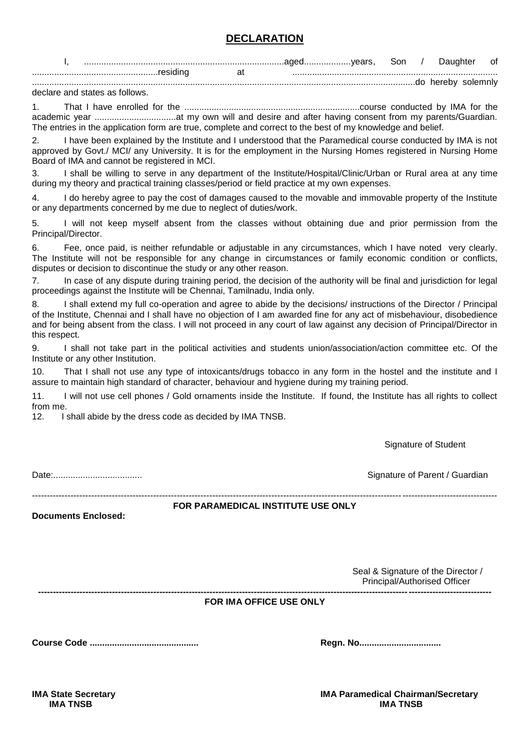## DECLARATION

I, ................................................................................aged..................years, Son / Daughter of ..................................................residing at ..................................................................................................................................................................................................................................do hereby solemnly declare and states as follows.

1. That I have enrolled for the .......................................................................course conducted by IMA for the academic year .................................at my own will and desire and after having consent from my parents/Guardian. The entries in the application form are true, complete and correct to the best of my knowledge and belief.

2. I have been explained by the Institute and I understood that the Paramedical course conducted by IMA is not approved by Govt./ MCI/ any University. It is for the employment in the Nursing Homes registered in Nursing Home Board of IMA and cannot be registered in MCI.

3. I shall be willing to serve in any department of the Institute/Hospital/Clinic/Urban or Rural area at any time during my theory and practical training classes/period or field practice at my own expenses.

4. I do hereby agree to pay the cost of damages caused to the movable and immovable property of the Institute or any departments concerned by me due to neglect of duties/work.

5. I will not keep myself absent from the classes without obtaining due and prior permission from the Principal/Director.

6. Fee, once paid, is neither refundable or adjustable in any circumstances, which I have noted very clearly. The Institute will not be responsible for any change in circumstances or family economic condition or conflicts, disputes or decision to discontinue the study or any other reason.

7. In case of any dispute during training period, the decision of the authority will be final and jurisdiction for legal proceedings against the Institute will be Chennai, Tamilnadu, India only.

8. I shall extend my full co-operation and agree to abide by the decisions/ instructions of the Director / Principal of the Institute, Chennai and I shall have no objection of I am awarded fine for any act of misbehaviour, disobedience and for being absent from the class. I will not proceed in any court of law against any decision of Principal/Director in this respect.

9. I shall not take part in the political activities and students union/association/action committee etc. Of the Institute or any other Institution.

10. That I shall not use any type of intoxicants/drugs tobacco in any form in the hostel and the institute and I assure to maintain high standard of character, behaviour and hygiene during my training period.

11. I will not use cell phones / Gold ornaments inside the Institute. If found, the Institute has all rights to collect from me.

12. I shall abide by the dress code as decided by IMA TNSB.

Signature of Student

Date:....................................

Signature of Parent / Guardian

---

**FOR PARAMEDICAL INSTITUTE USE ONLY**

**Documents Enclosed:**

Seal & Signature of the Director / Principal/Authorised Officer

---

**FOR IMA OFFICE USE ONLY**

**Course Code ...........................................**

**Regn. No.................................**

**IMA State Secretary**
**IMA TNSB**

**IMA Paramedical Chairman/Secretary**
**IMA TNSB**